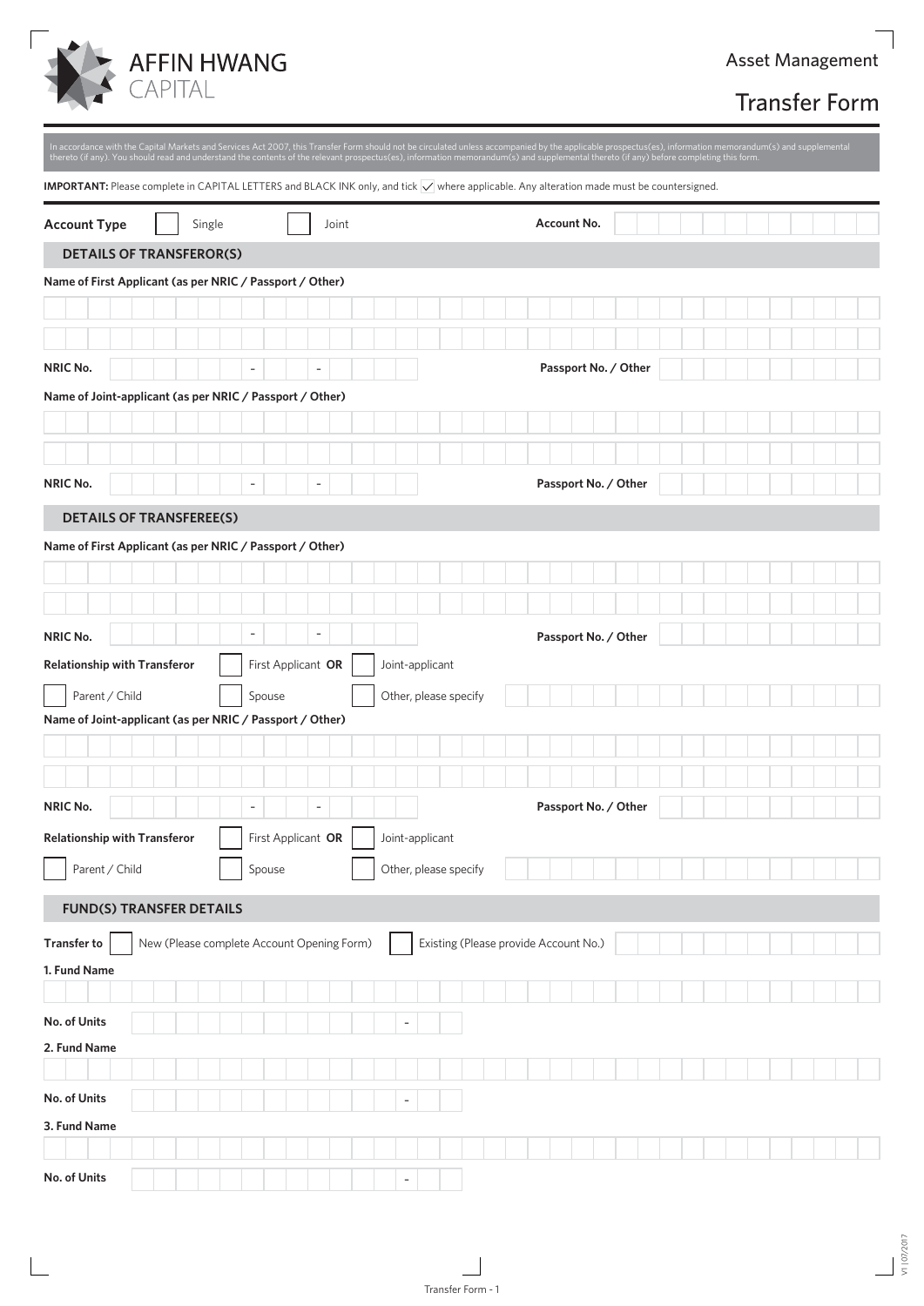AFFIN HWANG
CAPITAL

Asset Management

# Transfer Form

In accordance with the Capital Markets and Services Act 2007, this Transfer Form should not be circulated unless accompanied by the applicable prospectus(es), information memorandum(s) and supplemental thereto (if any). You should read and understand the contents of the relevant prospectus(es), information memorandum(s) and supplemental thereto (if any) before completing this form.

**IMPORTANT:** Please complete in CAPITAL LETTERS and BLACK INK only, and tick ✓ where applicable. Any alteration made must be countersigned.

**Account Type** ☐ Single ☐ Joint **Account No.** ____________________

## DETAILS OF TRANSFEROR(S)

**Name of First Applicant (as per NRIC / Passport / Other)**

____________________________________________

____________________________________________

**NRIC No.** ______ - ___ - ____ **Passport No. / Other** ____________

**Name of Joint-applicant (as per NRIC / Passport / Other)**

____________________________________________

____________________________________________

**NRIC No.** ______ - ___ - ____ **Passport No. / Other** ____________

## DETAILS OF TRANSFEREE(S)

**Name of First Applicant (as per NRIC / Passport / Other)**

____________________________________________

____________________________________________

**NRIC No.** ______ - ___ - ____ **Passport No. / Other** ____________

**Relationship with Transferor** ☐ First Applicant **OR** ☐ Joint-applicant

☐ Parent / Child ☐ Spouse ☐ Other, please specify ____________

**Name of Joint-applicant (as per NRIC / Passport / Other)**

____________________________________________

____________________________________________

**NRIC No.** ______ - ___ - ____ **Passport No. / Other** ____________

**Relationship with Transferor** ☐ First Applicant **OR** ☐ Joint-applicant

☐ Parent / Child ☐ Spouse ☐ Other, please specify ____________

## FUND(S) TRANSFER DETAILS

**Transfer to** ☐ New (Please complete Account Opening Form) ☐ Existing (Please provide Account No.) ____________

**1. Fund Name**

____________________________________________

**No. of Units** ____________ - ____

**2. Fund Name**

____________________________________________

**No. of Units** ____________ - ____

**3. Fund Name**

____________________________________________

**No. of Units** ____________ - ____

V1 | 07/2017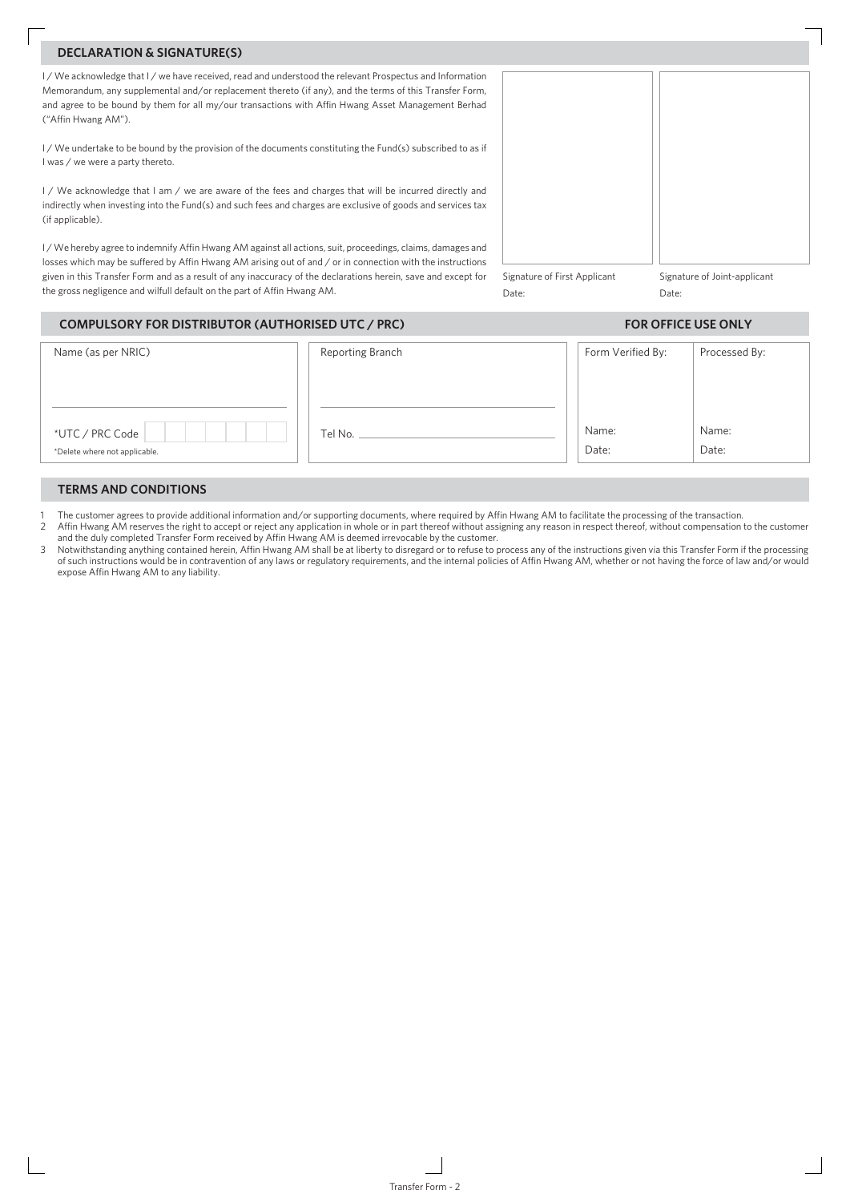## DECLARATION & SIGNATURE(S)

I / We acknowledge that I / we have received, read and understood the relevant Prospectus and Information Memorandum, any supplemental and/or replacement thereto (if any), and the terms of this Transfer Form, and agree to be bound by them for all my/our transactions with Affin Hwang Asset Management Berhad ("Affin Hwang AM").

I / We undertake to be bound by the provision of the documents constituting the Fund(s) subscribed to as if I was / we were a party thereto.

I / We acknowledge that I am / we are aware of the fees and charges that will be incurred directly and indirectly when investing into the Fund(s) and such fees and charges are exclusive of goods and services tax (if applicable).

I / We hereby agree to indemnify Affin Hwang AM against all actions, suit, proceedings, claims, damages and losses which may be suffered by Affin Hwang AM arising out of and / or in connection with the instructions given in this Transfer Form and as a result of any inaccuracy of the declarations herein, save and except for the gross negligence and wilfull default on the part of Affin Hwang AM.

| | |
|---|---|
| Signature of First Applicant | Signature of Joint-applicant |
| Date: | Date: |

## COMPULSORY FOR DISTRIBUTOR (AUTHORISED UTC / PRC)

| | |
|---|---|
| Name (as per NRIC) | Reporting Branch |
| *UTC / PRC Code | Tel No. |
| *Delete where not applicable. | |

## FOR OFFICE USE ONLY

| Form Verified By: | Processed By: |
|---|---|
| Name: | Name: |
| Date: | Date: |

## TERMS AND CONDITIONS

1. The customer agrees to provide additional information and/or supporting documents, where required by Affin Hwang AM to facilitate the processing of the transaction.
2. Affin Hwang AM reserves the right to accept or reject any application in whole or in part thereof without assigning any reason in respect thereof, without compensation to the customer and the duly completed Transfer Form received by Affin Hwang AM is deemed irrevocable by the customer.
3. Notwithstanding anything contained herein, Affin Hwang AM shall be at liberty to disregard or to refuse to process any of the instructions given via this Transfer Form if the processing of such instructions would be in contravention of any laws or regulatory requirements, and the internal policies of Affin Hwang AM, whether or not having the force of law and/or would expose Affin Hwang AM to any liability.